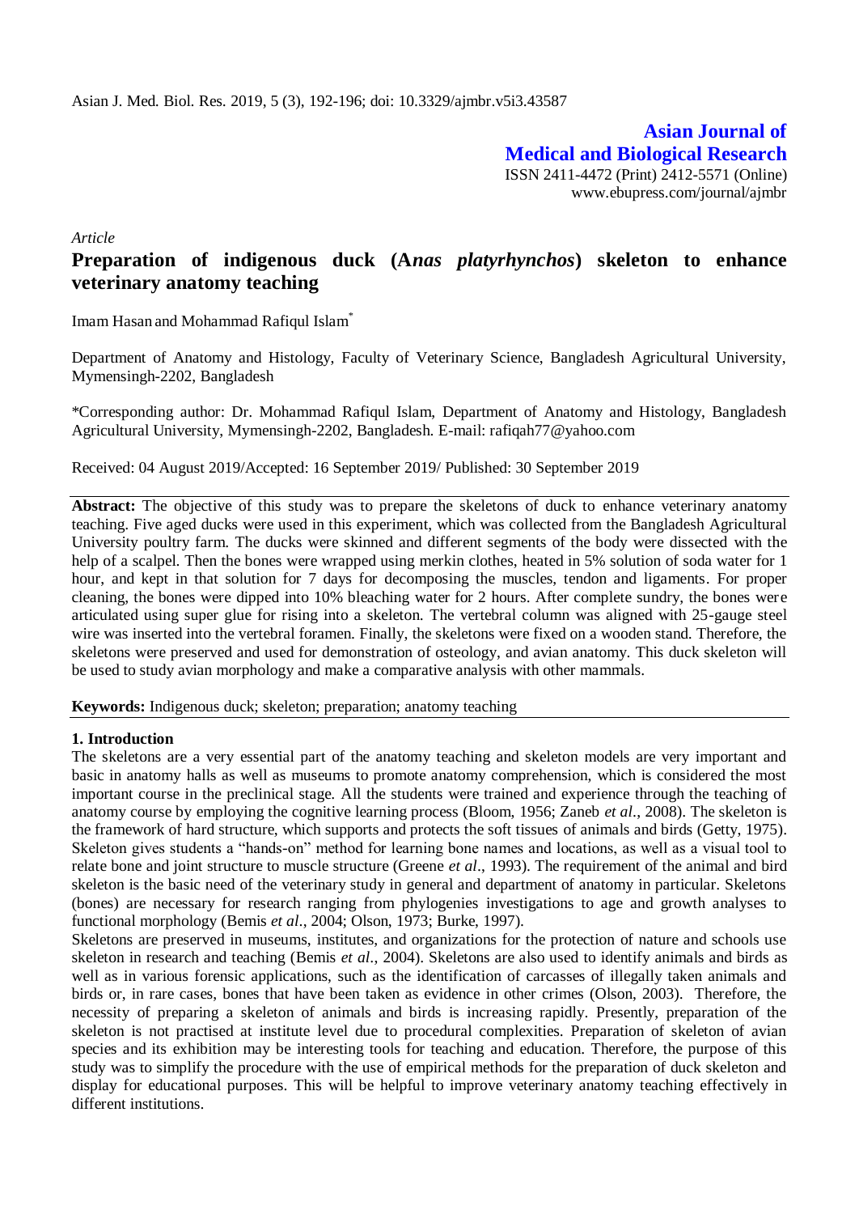Asian J. Med. Biol. Res. 2019, 5 (3), 192-196; doi: 10.3329/ajmbr.v5i3.43587

**Asian Journal of Medical and Biological Research**

ISSN 2411-4472 (Print) 2412-5571 (Online)
www.ebupress.com/journal/ajmbr

*Article*

# Preparation of indigenous duck (A*nas platyrhynchos*) skeleton to enhance veterinary anatomy teaching

Imam Hasan and Mohammad Rafiqul Islam*

Department of Anatomy and Histology, Faculty of Veterinary Science, Bangladesh Agricultural University, Mymensingh-2202, Bangladesh

*Corresponding author: Dr. Mohammad Rafiqul Islam, Department of Anatomy and Histology, Bangladesh Agricultural University, Mymensingh-2202, Bangladesh. E-mail: rafiqah77@yahoo.com

Received: 04 August 2019/Accepted: 16 September 2019/ Published: 30 September 2019

**Abstract:** The objective of this study was to prepare the skeletons of duck to enhance veterinary anatomy teaching. Five aged ducks were used in this experiment, which was collected from the Bangladesh Agricultural University poultry farm. The ducks were skinned and different segments of the body were dissected with the help of a scalpel. Then the bones were wrapped using merkin clothes, heated in 5% solution of soda water for 1 hour, and kept in that solution for 7 days for decomposing the muscles, tendon and ligaments. For proper cleaning, the bones were dipped into 10% bleaching water for 2 hours. After complete sundry, the bones were articulated using super glue for rising into a skeleton. The vertebral column was aligned with 25-gauge steel wire was inserted into the vertebral foramen. Finally, the skeletons were fixed on a wooden stand. Therefore, the skeletons were preserved and used for demonstration of osteology, and avian anatomy. This duck skeleton will be used to study avian morphology and make a comparative analysis with other mammals.

**Keywords:** Indigenous duck; skeleton; preparation; anatomy teaching

## 1. Introduction

The skeletons are a very essential part of the anatomy teaching and skeleton models are very important and basic in anatomy halls as well as museums to promote anatomy comprehension, which is considered the most important course in the preclinical stage. All the students were trained and experience through the teaching of anatomy course by employing the cognitive learning process (Bloom, 1956; Zaneb *et al*., 2008). The skeleton is the framework of hard structure, which supports and protects the soft tissues of animals and birds (Getty, 1975). Skeleton gives students a "hands-on" method for learning bone names and locations, as well as a visual tool to relate bone and joint structure to muscle structure (Greene *et al*., 1993). The requirement of the animal and bird skeleton is the basic need of the veterinary study in general and department of anatomy in particular. Skeletons (bones) are necessary for research ranging from phylogenies investigations to age and growth analyses to functional morphology (Bemis *et al*., 2004; Olson, 1973; Burke, 1997).

Skeletons are preserved in museums, institutes, and organizations for the protection of nature and schools use skeleton in research and teaching (Bemis *et al*., 2004). Skeletons are also used to identify animals and birds as well as in various forensic applications, such as the identification of carcasses of illegally taken animals and birds or, in rare cases, bones that have been taken as evidence in other crimes (Olson, 2003). Therefore, the necessity of preparing a skeleton of animals and birds is increasing rapidly. Presently, preparation of the skeleton is not practised at institute level due to procedural complexities. Preparation of skeleton of avian species and its exhibition may be interesting tools for teaching and education. Therefore, the purpose of this study was to simplify the procedure with the use of empirical methods for the preparation of duck skeleton and display for educational purposes. This will be helpful to improve veterinary anatomy teaching effectively in different institutions.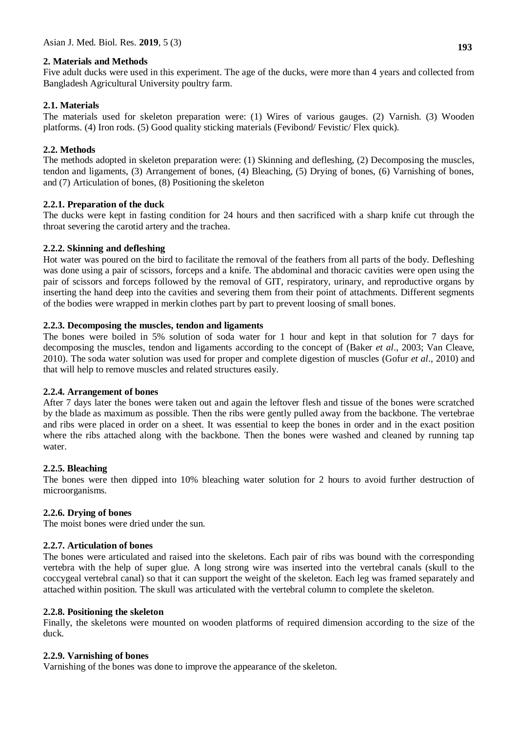## 2. Materials and Methods

Five adult ducks were used in this experiment. The age of the ducks, were more than 4 years and collected from Bangladesh Agricultural University poultry farm.

### 2.1. Materials

The materials used for skeleton preparation were: (1) Wires of various gauges. (2) Varnish. (3) Wooden platforms. (4) Iron rods. (5) Good quality sticking materials (Fevibond/ Fevistic/ Flex quick).

### 2.2. Methods

The methods adopted in skeleton preparation were: (1) Skinning and defleshing, (2) Decomposing the muscles, tendon and ligaments, (3) Arrangement of bones, (4) Bleaching, (5) Drying of bones, (6) Varnishing of bones, and (7) Articulation of bones, (8) Positioning the skeleton

#### 2.2.1. Preparation of the duck

The ducks were kept in fasting condition for 24 hours and then sacrificed with a sharp knife cut through the throat severing the carotid artery and the trachea.

#### 2.2.2. Skinning and defleshing

Hot water was poured on the bird to facilitate the removal of the feathers from all parts of the body. Defleshing was done using a pair of scissors, forceps and a knife. The abdominal and thoracic cavities were open using the pair of scissors and forceps followed by the removal of GIT, respiratory, urinary, and reproductive organs by inserting the hand deep into the cavities and severing them from their point of attachments. Different segments of the bodies were wrapped in merkin clothes part by part to prevent loosing of small bones.

#### 2.2.3. Decomposing the muscles, tendon and ligaments

The bones were boiled in 5% solution of soda water for 1 hour and kept in that solution for 7 days for decomposing the muscles, tendon and ligaments according to the concept of (Baker *et al*., 2003; Van Cleave, 2010). The soda water solution was used for proper and complete digestion of muscles (Gofur *et al*., 2010) and that will help to remove muscles and related structures easily.

#### 2.2.4. Arrangement of bones

After 7 days later the bones were taken out and again the leftover flesh and tissue of the bones were scratched by the blade as maximum as possible. Then the ribs were gently pulled away from the backbone. The vertebrae and ribs were placed in order on a sheet. It was essential to keep the bones in order and in the exact position where the ribs attached along with the backbone. Then the bones were washed and cleaned by running tap water.

#### 2.2.5. Bleaching

The bones were then dipped into 10% bleaching water solution for 2 hours to avoid further destruction of microorganisms.

#### 2.2.6. Drying of bones

The moist bones were dried under the sun.

#### 2.2.7. Articulation of bones

The bones were articulated and raised into the skeletons. Each pair of ribs was bound with the corresponding vertebra with the help of super glue. A long strong wire was inserted into the vertebral canals (skull to the coccygeal vertebral canal) so that it can support the weight of the skeleton. Each leg was framed separately and attached within position. The skull was articulated with the vertebral column to complete the skeleton.

#### 2.2.8. Positioning the skeleton

Finally, the skeletons were mounted on wooden platforms of required dimension according to the size of the duck.

#### 2.2.9. Varnishing of bones

Varnishing of the bones was done to improve the appearance of the skeleton.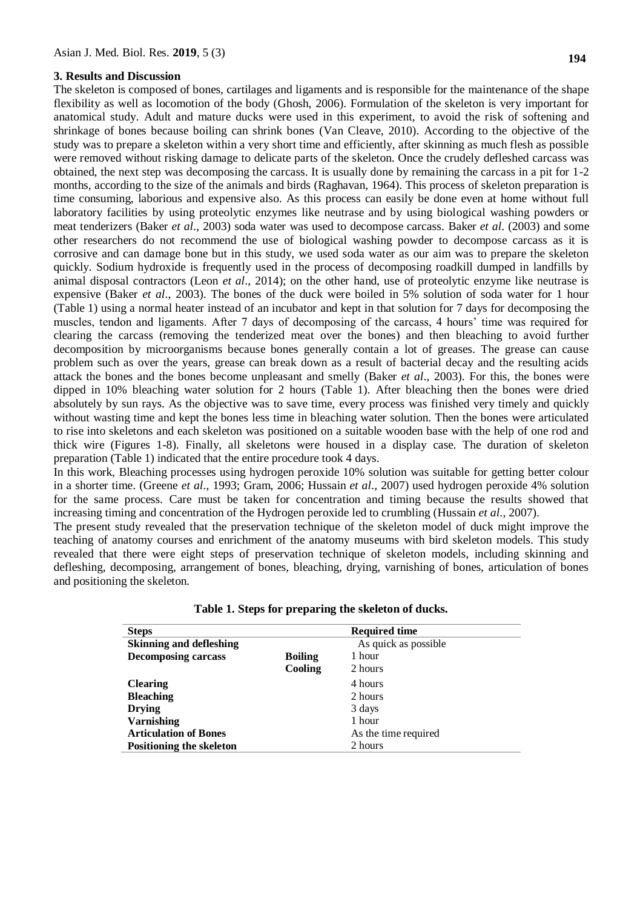## 3. Results and Discussion

The skeleton is composed of bones, cartilages and ligaments and is responsible for the maintenance of the shape flexibility as well as locomotion of the body (Ghosh, 2006). Formulation of the skeleton is very important for anatomical study. Adult and mature ducks were used in this experiment, to avoid the risk of softening and shrinkage of bones because boiling can shrink bones (Van Cleave, 2010). According to the objective of the study was to prepare a skeleton within a very short time and efficiently, after skinning as much flesh as possible were removed without risking damage to delicate parts of the skeleton. Once the crudely defleshed carcass was obtained, the next step was decomposing the carcass. It is usually done by remaining the carcass in a pit for 1-2 months, according to the size of the animals and birds (Raghavan, 1964). This process of skeleton preparation is time consuming, laborious and expensive also. As this process can easily be done even at home without full laboratory facilities by using proteolytic enzymes like neutrase and by using biological washing powders or meat tenderizers (Baker *et al*., 2003) soda water was used to decompose carcass. Baker *et al*. (2003) and some other researchers do not recommend the use of biological washing powder to decompose carcass as it is corrosive and can damage bone but in this study, we used soda water as our aim was to prepare the skeleton quickly. Sodium hydroxide is frequently used in the process of decomposing roadkill dumped in landfills by animal disposal contractors (Leon *et al*., 2014); on the other hand, use of proteolytic enzyme like neutrase is expensive (Baker *et al*., 2003). The bones of the duck were boiled in 5% solution of soda water for 1 hour (Table 1) using a normal heater instead of an incubator and kept in that solution for 7 days for decomposing the muscles, tendon and ligaments. After 7 days of decomposing of the carcass, 4 hours' time was required for clearing the carcass (removing the tenderized meat over the bones) and then bleaching to avoid further decomposition by microorganisms because bones generally contain a lot of greases. The grease can cause problem such as over the years, grease can break down as a result of bacterial decay and the resulting acids attack the bones and the bones become unpleasant and smelly (Baker *et al*., 2003). For this, the bones were dipped in 10% bleaching water solution for 2 hours (Table 1). After bleaching then the bones were dried absolutely by sun rays. As the objective was to save time, every process was finished very timely and quickly without wasting time and kept the bones less time in bleaching water solution. Then the bones were articulated to rise into skeletons and each skeleton was positioned on a suitable wooden base with the help of one rod and thick wire (Figures 1-8). Finally, all skeletons were housed in a display case. The duration of skeleton preparation (Table 1) indicated that the entire procedure took 4 days.

In this work, Bleaching processes using hydrogen peroxide 10% solution was suitable for getting better colour in a shorter time. (Greene *et al*., 1993; Gram, 2006; Hussain *et al*., 2007) used hydrogen peroxide 4% solution for the same process. Care must be taken for concentration and timing because the results showed that increasing timing and concentration of the Hydrogen peroxide led to crumbling (Hussain *et al*., 2007).

The present study revealed that the preservation technique of the skeleton model of duck might improve the teaching of anatomy courses and enrichment of the anatomy museums with bird skeleton models. This study revealed that there were eight steps of preservation technique of skeleton models, including skinning and defleshing, decomposing, arrangement of bones, bleaching, drying, varnishing of bones, articulation of bones and positioning the skeleton.

**Table 1. Steps for preparing the skeleton of ducks.**

| Steps | | Required time |
|---|---|---|
| **Skinning and defleshing** | | As quick as possible |
| **Decomposing carcass** | **Boiling** | 1 hour |
| | **Cooling** | 2 hours |
| **Clearing** | | 4 hours |
| **Bleaching** | | 2 hours |
| **Drying** | | 3 days |
| **Varnishing** | | 1 hour |
| **Articulation of Bones** | | As the time required |
| **Positioning the skeleton** | | 2 hours |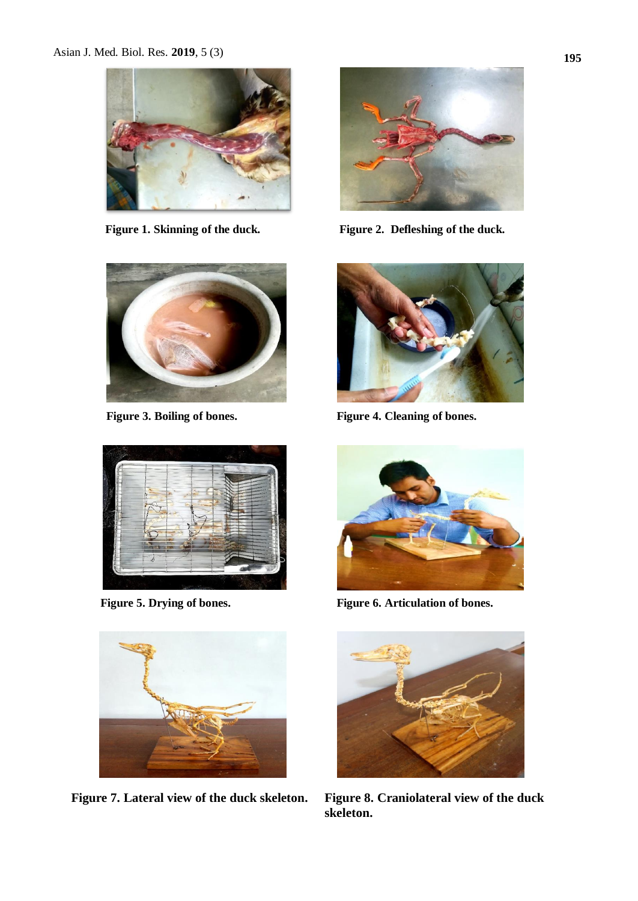**Figure 1. Skinning of the duck.**

**Figure 2. Defleshing of the duck.**

**Figure 3. Boiling of bones.**

**Figure 4. Cleaning of bones.**

**Figure 5. Drying of bones.**

**Figure 6. Articulation of bones.**

**Figure 7. Lateral view of the duck skeleton.**

**Figure 8. Craniolateral view of the duck skeleton.**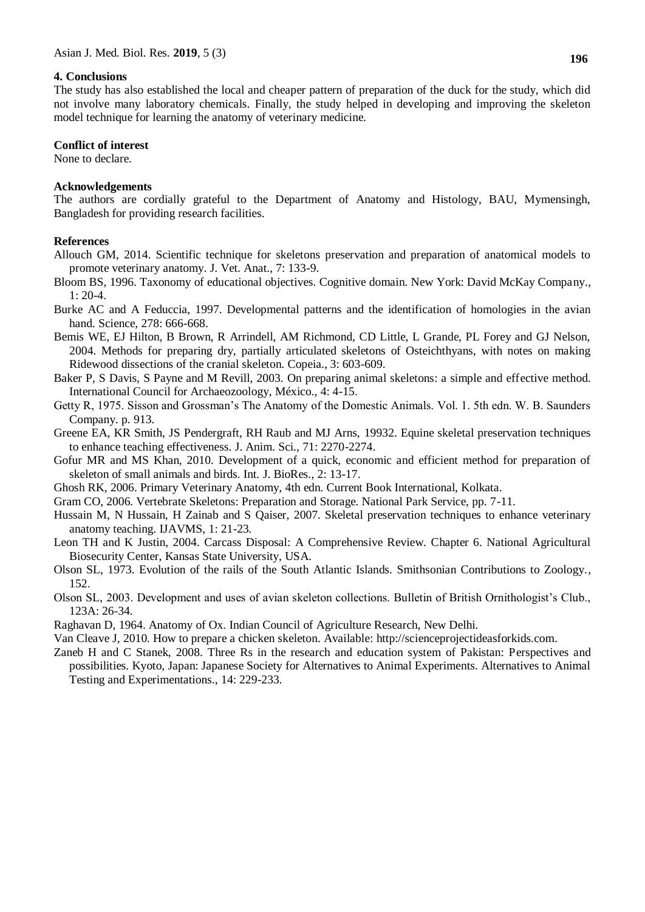## 4. Conclusions

The study has also established the local and cheaper pattern of preparation of the duck for the study, which did not involve many laboratory chemicals. Finally, the study helped in developing and improving the skeleton model technique for learning the anatomy of veterinary medicine.

### Conflict of interest

None to declare.

### Acknowledgements

The authors are cordially grateful to the Department of Anatomy and Histology, BAU, Mymensingh, Bangladesh for providing research facilities.

### References

Allouch GM, 2014. Scientific technique for skeletons preservation and preparation of anatomical models to promote veterinary anatomy. J. Vet. Anat., 7: 133-9.

Bloom BS, 1996. Taxonomy of educational objectives. Cognitive domain. New York: David McKay Company., 1: 20-4.

Burke AC and A Feduccia, 1997. Developmental patterns and the identification of homologies in the avian hand. Science, 278: 666-668.

Bemis WE, EJ Hilton, B Brown, R Arrindell, AM Richmond, CD Little, L Grande, PL Forey and GJ Nelson, 2004. Methods for preparing dry, partially articulated skeletons of Osteichthyans, with notes on making Ridewood dissections of the cranial skeleton. Copeia., 3: 603-609.

Baker P, S Davis, S Payne and M Revill, 2003. On preparing animal skeletons: a simple and effective method. International Council for Archaeozoology, México., 4: 4-15.

Getty R, 1975. Sisson and Grossman's The Anatomy of the Domestic Animals. Vol. 1. 5th edn. W. B. Saunders Company. p. 913.

Greene EA, KR Smith, JS Pendergraft, RH Raub and MJ Arns, 19932. Equine skeletal preservation techniques to enhance teaching effectiveness. J. Anim. Sci., 71: 2270-2274.

Gofur MR and MS Khan, 2010. Development of a quick, economic and efficient method for preparation of skeleton of small animals and birds. Int. J. BioRes., 2: 13-17.

Ghosh RK, 2006. Primary Veterinary Anatomy, 4th edn. Current Book International, Kolkata.

Gram CO, 2006. Vertebrate Skeletons: Preparation and Storage. National Park Service, pp. 7-11.

Hussain M, N Hussain, H Zainab and S Qaiser, 2007. Skeletal preservation techniques to enhance veterinary anatomy teaching. IJAVMS, 1: 21-23.

Leon TH and K Justin, 2004. Carcass Disposal: A Comprehensive Review. Chapter 6. National Agricultural Biosecurity Center, Kansas State University, USA.

Olson SL, 1973. Evolution of the rails of the South Atlantic Islands. Smithsonian Contributions to Zoology., 152.

Olson SL, 2003. Development and uses of avian skeleton collections. Bulletin of British Ornithologist's Club., 123A: 26-34.

Raghavan D, 1964. Anatomy of Ox. Indian Council of Agriculture Research, New Delhi.

Van Cleave J, 2010. How to prepare a chicken skeleton. Available: http://scienceprojectideasforkids.com.

Zaneb H and C Stanek, 2008. Three Rs in the research and education system of Pakistan: Perspectives and possibilities. Kyoto, Japan: Japanese Society for Alternatives to Animal Experiments. Alternatives to Animal Testing and Experimentations., 14: 229-233.